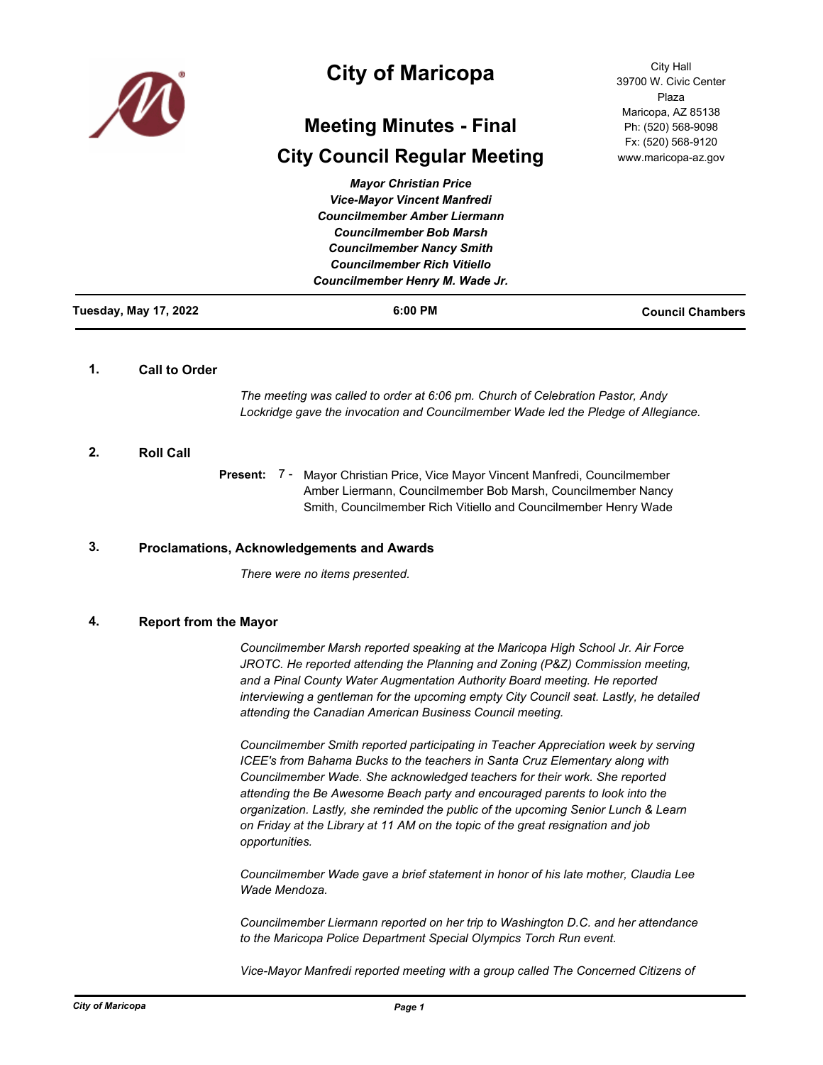# City of Maricopa

City Hall
39700 W. Civic Center Plaza
Maricopa, AZ 85138
Ph: (520) 568-9098
Fx: (520) 568-9120
www.maricopa-az.gov

## Meeting Minutes - Final

## City Council Regular Meeting

*Mayor Christian Price*
*Vice-Mayor Vincent Manfredi*
*Councilmember Amber Liermann*
*Councilmember Bob Marsh*
*Councilmember Nancy Smith*
*Councilmember Rich Vitiello*
*Councilmember Henry M. Wade Jr.*

**Tuesday, May 17, 2022** | **6:00 PM** | **Council Chambers**

### 1. Call to Order

*The meeting was called to order at 6:06 pm. Church of Celebration Pastor, Andy Lockridge gave the invocation and Councilmember Wade led the Pledge of Allegiance.*

### 2. Roll Call

**Present:** 7 - Mayor Christian Price, Vice Mayor Vincent Manfredi, Councilmember Amber Liermann, Councilmember Bob Marsh, Councilmember Nancy Smith, Councilmember Rich Vitiello and Councilmember Henry Wade

### 3. Proclamations, Acknowledgements and Awards

*There were no items presented.*

### 4. Report from the Mayor

*Councilmember Marsh reported speaking at the Maricopa High School Jr. Air Force JROTC. He reported attending the Planning and Zoning (P&Z) Commission meeting, and a Pinal County Water Augmentation Authority Board meeting. He reported interviewing a gentleman for the upcoming empty City Council seat. Lastly, he detailed attending the Canadian American Business Council meeting.*

*Councilmember Smith reported participating in Teacher Appreciation week by serving ICEE's from Bahama Bucks to the teachers in Santa Cruz Elementary along with Councilmember Wade. She acknowledged teachers for their work. She reported attending the Be Awesome Beach party and encouraged parents to look into the organization. Lastly, she reminded the public of the upcoming Senior Lunch & Learn on Friday at the Library at 11 AM on the topic of the great resignation and job opportunities.*

*Councilmember Wade gave a brief statement in honor of his late mother, Claudia Lee Wade Mendoza.*

*Councilmember Liermann reported on her trip to Washington D.C. and her attendance to the Maricopa Police Department Special Olympics Torch Run event.*

*Vice-Mayor Manfredi reported meeting with a group called The Concerned Citizens of*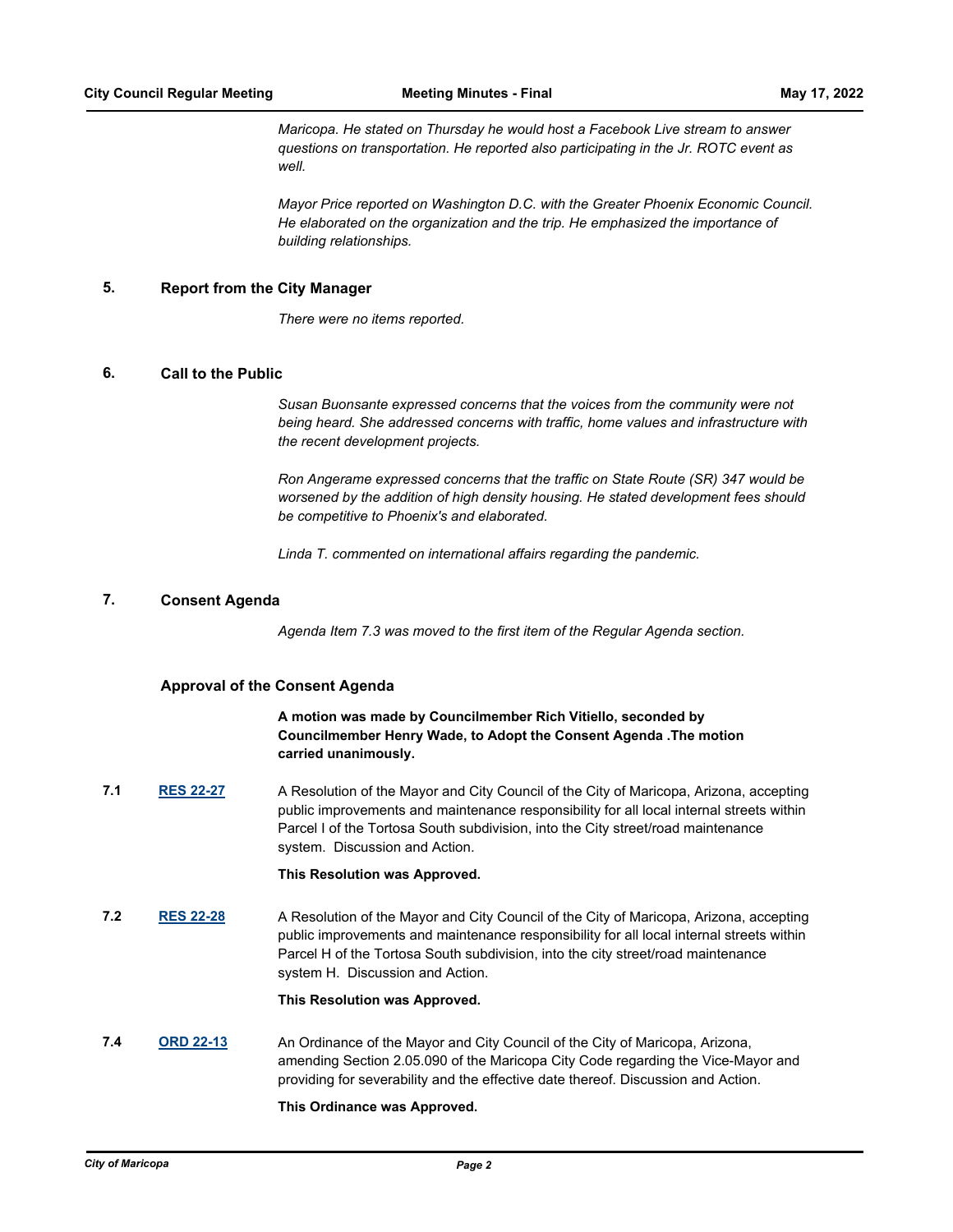*Maricopa. He stated on Thursday he would host a Facebook Live stream to answer questions on transportation. He reported also participating in the Jr. ROTC event as well.*

*Mayor Price reported on Washington D.C. with the Greater Phoenix Economic Council. He elaborated on the organization and the trip. He emphasized the importance of building relationships.*

## 5. Report from the City Manager

*There were no items reported.*

## 6. Call to the Public

*Susan Buonsante expressed concerns that the voices from the community were not being heard. She addressed concerns with traffic, home values and infrastructure with the recent development projects.*

*Ron Angerame expressed concerns that the traffic on State Route (SR) 347 would be worsened by the addition of high density housing. He stated development fees should be competitive to Phoenix's and elaborated.*

*Linda T. commented on international affairs regarding the pandemic.*

## 7. Consent Agenda

*Agenda Item 7.3 was moved to the first item of the Regular Agenda section.*

### Approval of the Consent Agenda

**A motion was made by Councilmember Rich Vitiello, seconded by Councilmember Henry Wade, to Adopt the Consent Agenda .The motion carried unanimously.**

**7.1** **RES 22-27** A Resolution of the Mayor and City Council of the City of Maricopa, Arizona, accepting public improvements and maintenance responsibility for all local internal streets within Parcel I of the Tortosa South subdivision, into the City street/road maintenance system. Discussion and Action.

**This Resolution was Approved.**

**7.2** **RES 22-28** A Resolution of the Mayor and City Council of the City of Maricopa, Arizona, accepting public improvements and maintenance responsibility for all local internal streets within Parcel H of the Tortosa South subdivision, into the city street/road maintenance system H. Discussion and Action.

**This Resolution was Approved.**

**7.4** **ORD 22-13** An Ordinance of the Mayor and City Council of the City of Maricopa, Arizona, amending Section 2.05.090 of the Maricopa City Code regarding the Vice-Mayor and providing for severability and the effective date thereof. Discussion and Action.

**This Ordinance was Approved.**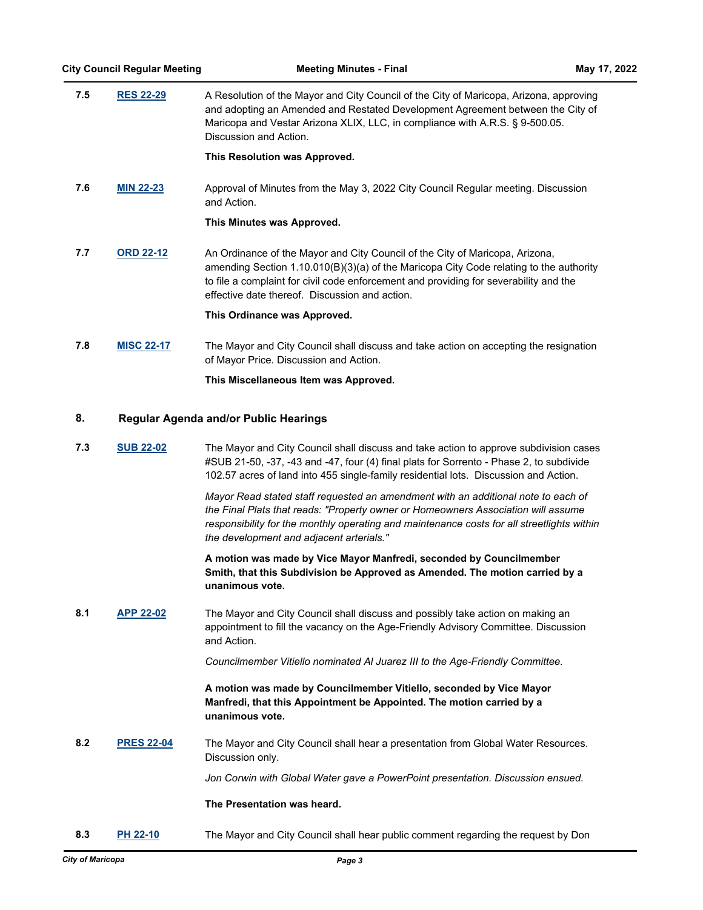**7.5** **RES 22-29**

A Resolution of the Mayor and City Council of the City of Maricopa, Arizona, approving and adopting an Amended and Restated Development Agreement between the City of Maricopa and Vestar Arizona XLIX, LLC, in compliance with A.R.S. § 9-500.05. Discussion and Action.

**This Resolution was Approved.**

**7.6** **MIN 22-23**

Approval of Minutes from the May 3, 2022 City Council Regular meeting. Discussion and Action.

**This Minutes was Approved.**

**7.7** **ORD 22-12**

An Ordinance of the Mayor and City Council of the City of Maricopa, Arizona, amending Section 1.10.010(B)(3)(a) of the Maricopa City Code relating to the authority to file a complaint for civil code enforcement and providing for severability and the effective date thereof. Discussion and action.

**This Ordinance was Approved.**

**7.8** **MISC 22-17**

The Mayor and City Council shall discuss and take action on accepting the resignation of Mayor Price. Discussion and Action.

**This Miscellaneous Item was Approved.**

## 8. Regular Agenda and/or Public Hearings

**7.3** **SUB 22-02**

The Mayor and City Council shall discuss and take action to approve subdivision cases #SUB 21-50, -37, -43 and -47, four (4) final plats for Sorrento - Phase 2, to subdivide 102.57 acres of land into 455 single-family residential lots. Discussion and Action.

*Mayor Read stated staff requested an amendment with an additional note to each of the Final Plats that reads: "Property owner or Homeowners Association will assume responsibility for the monthly operating and maintenance costs for all streetlights within the development and adjacent arterials."*

**A motion was made by Vice Mayor Manfredi, seconded by Councilmember Smith, that this Subdivision be Approved as Amended. The motion carried by a unanimous vote.**

**8.1** **APP 22-02**

The Mayor and City Council shall discuss and possibly take action on making an appointment to fill the vacancy on the Age-Friendly Advisory Committee. Discussion and Action.

*Councilmember Vitiello nominated Al Juarez III to the Age-Friendly Committee.*

**A motion was made by Councilmember Vitiello, seconded by Vice Mayor Manfredi, that this Appointment be Appointed. The motion carried by a unanimous vote.**

**8.2** **PRES 22-04**

The Mayor and City Council shall hear a presentation from Global Water Resources. Discussion only.

*Jon Corwin with Global Water gave a PowerPoint presentation. Discussion ensued.*

**The Presentation was heard.**

**8.3** **PH 22-10**

The Mayor and City Council shall hear public comment regarding the request by Don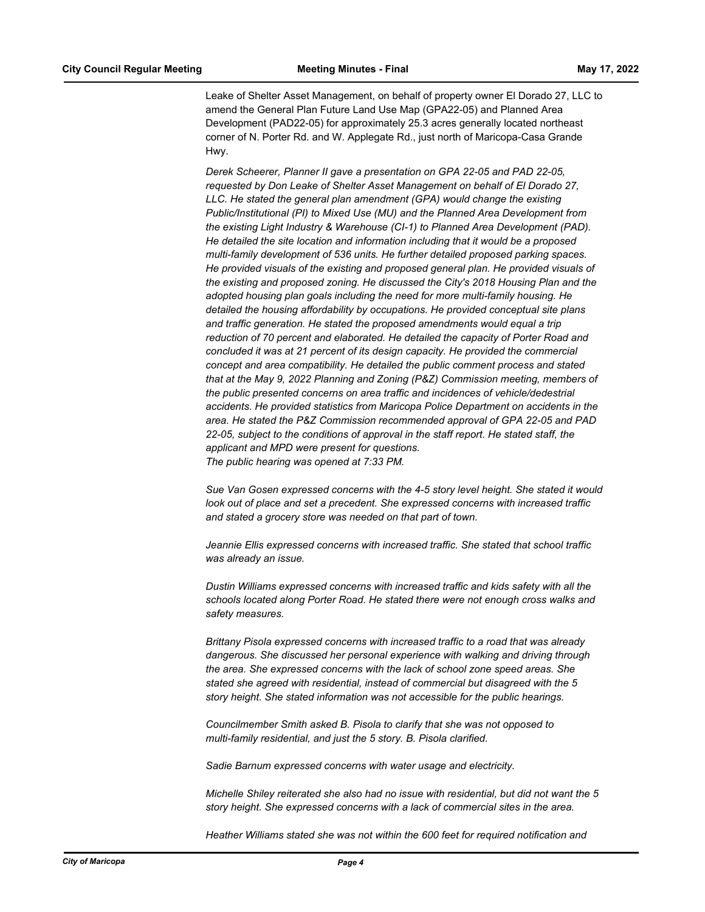Leake of Shelter Asset Management, on behalf of property owner El Dorado 27, LLC to amend the General Plan Future Land Use Map (GPA22-05) and Planned Area Development (PAD22-05) for approximately 25.3 acres generally located northeast corner of N. Porter Rd. and W. Applegate Rd., just north of Maricopa-Casa Grande Hwy.

*Derek Scheerer, Planner II gave a presentation on GPA 22-05 and PAD 22-05, requested by Don Leake of Shelter Asset Management on behalf of El Dorado 27, LLC. He stated the general plan amendment (GPA) would change the existing Public/Institutional (PI) to Mixed Use (MU) and the Planned Area Development from the existing Light Industry & Warehouse (CI-1) to Planned Area Development (PAD). He detailed the site location and information including that it would be a proposed multi-family development of 536 units. He further detailed proposed parking spaces. He provided visuals of the existing and proposed general plan. He provided visuals of the existing and proposed zoning. He discussed the City's 2018 Housing Plan and the adopted housing plan goals including the need for more multi-family housing. He detailed the housing affordability by occupations. He provided conceptual site plans and traffic generation. He stated the proposed amendments would equal a trip reduction of 70 percent and elaborated. He detailed the capacity of Porter Road and concluded it was at 21 percent of its design capacity. He provided the commercial concept and area compatibility. He detailed the public comment process and stated that at the May 9, 2022 Planning and Zoning (P&Z) Commission meeting, members of the public presented concerns on area traffic and incidences of vehicle/dedestrial accidents. He provided statistics from Maricopa Police Department on accidents in the area. He stated the P&Z Commission recommended approval of GPA 22-05 and PAD 22-05, subject to the conditions of approval in the staff report. He stated staff, the applicant and MPD were present for questions.*
*The public hearing was opened at 7:33 PM.*

*Sue Van Gosen expressed concerns with the 4-5 story level height. She stated it would look out of place and set a precedent. She expressed concerns with increased traffic and stated a grocery store was needed on that part of town.*

*Jeannie Ellis expressed concerns with increased traffic. She stated that school traffic was already an issue.*

*Dustin Williams expressed concerns with increased traffic and kids safety with all the schools located along Porter Road. He stated there were not enough cross walks and safety measures.*

*Brittany Pisola expressed concerns with increased traffic to a road that was already dangerous. She discussed her personal experience with walking and driving through the area. She expressed concerns with the lack of school zone speed areas. She stated she agreed with residential, instead of commercial but disagreed with the 5 story height. She stated information was not accessible for the public hearings.*

*Councilmember Smith asked B. Pisola to clarify that she was not opposed to multi-family residential, and just the 5 story. B. Pisola clarified.*

*Sadie Barnum expressed concerns with water usage and electricity.*

*Michelle Shiley reiterated she also had no issue with residential, but did not want the 5 story height. She expressed concerns with a lack of commercial sites in the area.*

*Heather Williams stated she was not within the 600 feet for required notification and*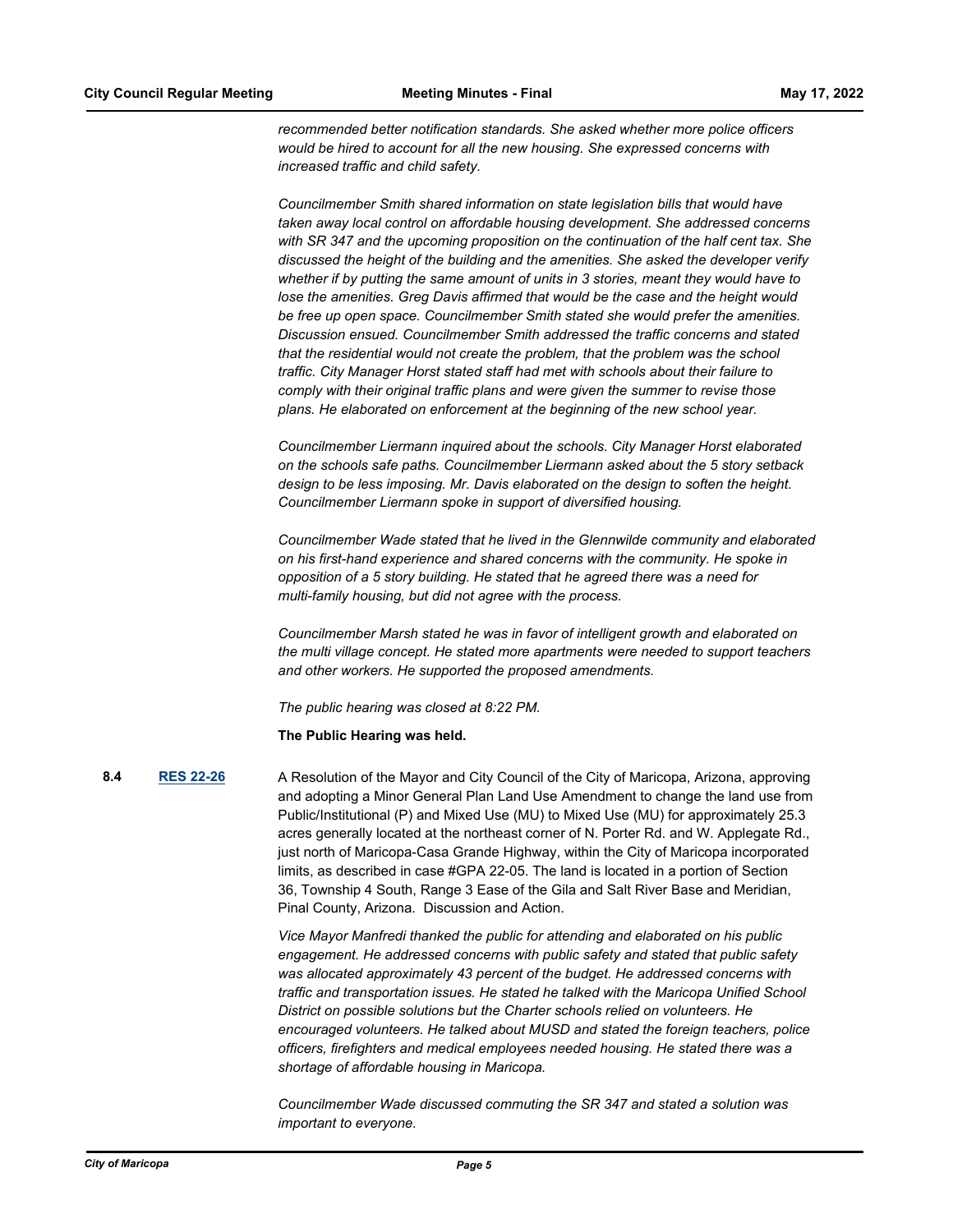*recommended better notification standards. She asked whether more police officers would be hired to account for all the new housing. She expressed concerns with increased traffic and child safety.*

*Councilmember Smith shared information on state legislation bills that would have taken away local control on affordable housing development. She addressed concerns with SR 347 and the upcoming proposition on the continuation of the half cent tax. She discussed the height of the building and the amenities. She asked the developer verify whether if by putting the same amount of units in 3 stories, meant they would have to lose the amenities. Greg Davis affirmed that would be the case and the height would be free up open space. Councilmember Smith stated she would prefer the amenities. Discussion ensued. Councilmember Smith addressed the traffic concerns and stated that the residential would not create the problem, that the problem was the school traffic. City Manager Horst stated staff had met with schools about their failure to comply with their original traffic plans and were given the summer to revise those plans. He elaborated on enforcement at the beginning of the new school year.*

*Councilmember Liermann inquired about the schools. City Manager Horst elaborated on the schools safe paths. Councilmember Liermann asked about the 5 story setback design to be less imposing. Mr. Davis elaborated on the design to soften the height. Councilmember Liermann spoke in support of diversified housing.*

*Councilmember Wade stated that he lived in the Glennwilde community and elaborated on his first-hand experience and shared concerns with the community. He spoke in opposition of a 5 story building. He stated that he agreed there was a need for multi-family housing, but did not agree with the process.*

*Councilmember Marsh stated he was in favor of intelligent growth and elaborated on the multi village concept. He stated more apartments were needed to support teachers and other workers. He supported the proposed amendments.*

*The public hearing was closed at 8:22 PM.*

**The Public Hearing was held.**

**8.4** **RES 22-26**

A Resolution of the Mayor and City Council of the City of Maricopa, Arizona, approving and adopting a Minor General Plan Land Use Amendment to change the land use from Public/Institutional (P) and Mixed Use (MU) to Mixed Use (MU) for approximately 25.3 acres generally located at the northeast corner of N. Porter Rd. and W. Applegate Rd., just north of Maricopa-Casa Grande Highway, within the City of Maricopa incorporated limits, as described in case #GPA 22-05. The land is located in a portion of Section 36, Township 4 South, Range 3 Ease of the Gila and Salt River Base and Meridian, Pinal County, Arizona. Discussion and Action.

*Vice Mayor Manfredi thanked the public for attending and elaborated on his public engagement. He addressed concerns with public safety and stated that public safety was allocated approximately 43 percent of the budget. He addressed concerns with traffic and transportation issues. He stated he talked with the Maricopa Unified School District on possible solutions but the Charter schools relied on volunteers. He encouraged volunteers. He talked about MUSD and stated the foreign teachers, police officers, firefighters and medical employees needed housing. He stated there was a shortage of affordable housing in Maricopa.*

*Councilmember Wade discussed commuting the SR 347 and stated a solution was important to everyone.*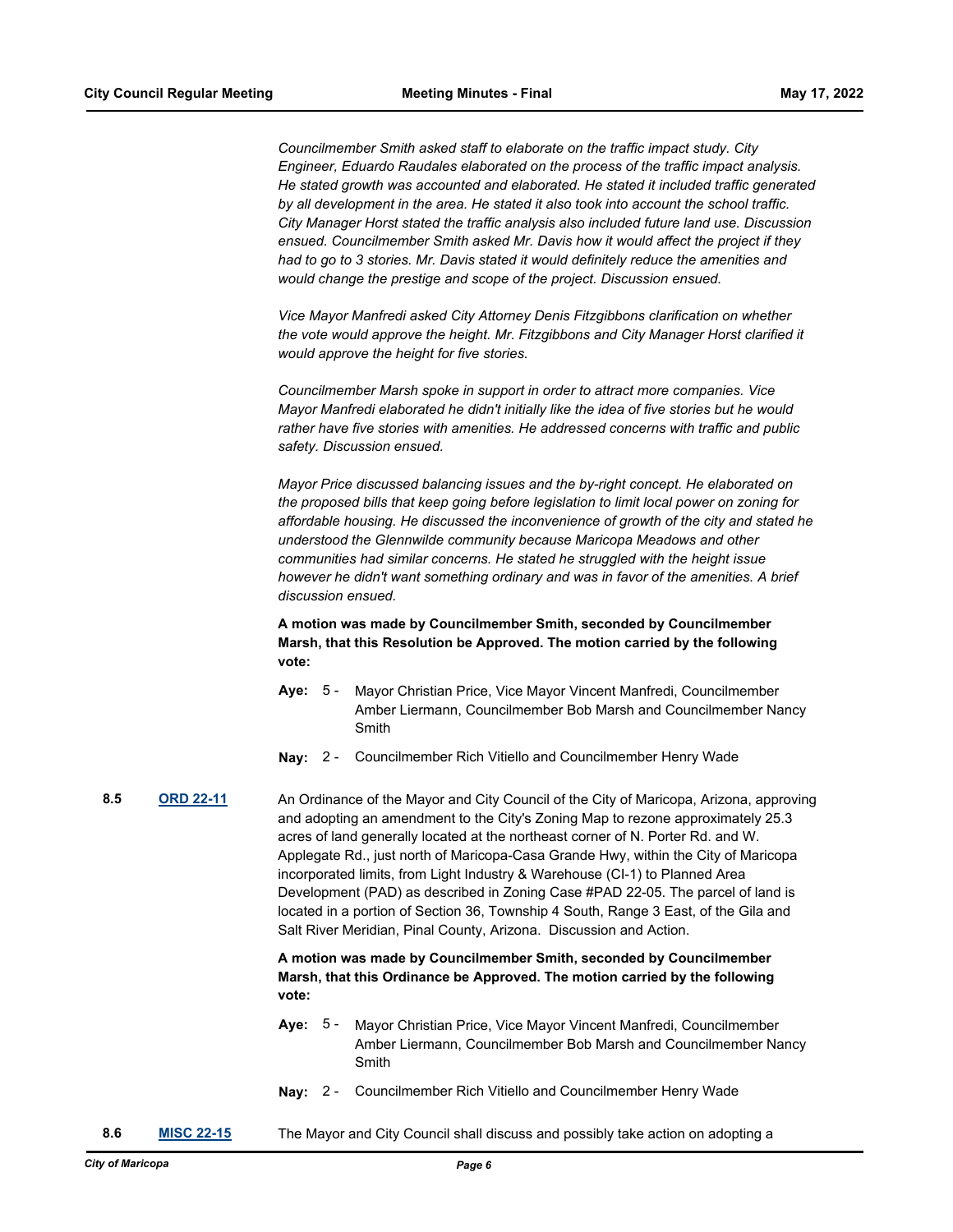*Councilmember Smith asked staff to elaborate on the traffic impact study. City Engineer, Eduardo Raudales elaborated on the process of the traffic impact analysis. He stated growth was accounted and elaborated. He stated it included traffic generated by all development in the area. He stated it also took into account the school traffic. City Manager Horst stated the traffic analysis also included future land use. Discussion ensued. Councilmember Smith asked Mr. Davis how it would affect the project if they had to go to 3 stories. Mr. Davis stated it would definitely reduce the amenities and would change the prestige and scope of the project. Discussion ensued.*

*Vice Mayor Manfredi asked City Attorney Denis Fitzgibbons clarification on whether the vote would approve the height. Mr. Fitzgibbons and City Manager Horst clarified it would approve the height for five stories.*

*Councilmember Marsh spoke in support in order to attract more companies. Vice Mayor Manfredi elaborated he didn't initially like the idea of five stories but he would rather have five stories with amenities. He addressed concerns with traffic and public safety. Discussion ensued.*

*Mayor Price discussed balancing issues and the by-right concept. He elaborated on the proposed bills that keep going before legislation to limit local power on zoning for affordable housing. He discussed the inconvenience of growth of the city and stated he understood the Glennwilde community because Maricopa Meadows and other communities had similar concerns. He stated he struggled with the height issue however he didn't want something ordinary and was in favor of the amenities. A brief discussion ensued.*

**A motion was made by Councilmember Smith, seconded by Councilmember Marsh, that this Resolution be Approved. The motion carried by the following vote:**

**Aye:** 5 - Mayor Christian Price, Vice Mayor Vincent Manfredi, Councilmember Amber Liermann, Councilmember Bob Marsh and Councilmember Nancy Smith

**Nay:** 2 - Councilmember Rich Vitiello and Councilmember Henry Wade

**8.5** **ORD 22-11**

An Ordinance of the Mayor and City Council of the City of Maricopa, Arizona, approving and adopting an amendment to the City's Zoning Map to rezone approximately 25.3 acres of land generally located at the northeast corner of N. Porter Rd. and W. Applegate Rd., just north of Maricopa-Casa Grande Hwy, within the City of Maricopa incorporated limits, from Light Industry & Warehouse (CI-1) to Planned Area Development (PAD) as described in Zoning Case #PAD 22-05. The parcel of land is located in a portion of Section 36, Township 4 South, Range 3 East, of the Gila and Salt River Meridian, Pinal County, Arizona. Discussion and Action.

**A motion was made by Councilmember Smith, seconded by Councilmember Marsh, that this Ordinance be Approved. The motion carried by the following vote:**

**Aye:** 5 - Mayor Christian Price, Vice Mayor Vincent Manfredi, Councilmember Amber Liermann, Councilmember Bob Marsh and Councilmember Nancy Smith

**Nay:** 2 - Councilmember Rich Vitiello and Councilmember Henry Wade

**8.6** **MISC 22-15**

The Mayor and City Council shall discuss and possibly take action on adopting a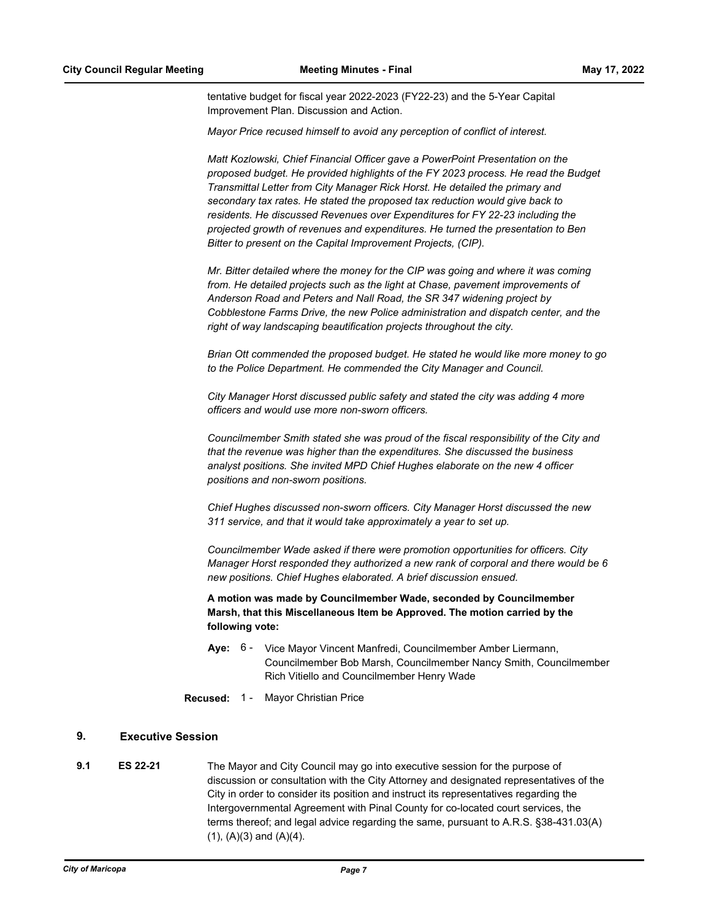tentative budget for fiscal year 2022-2023 (FY22-23) and the 5-Year Capital Improvement Plan. Discussion and Action.

*Mayor Price recused himself to avoid any perception of conflict of interest.*

*Matt Kozlowski, Chief Financial Officer gave a PowerPoint Presentation on the proposed budget. He provided highlights of the FY 2023 process. He read the Budget Transmittal Letter from City Manager Rick Horst. He detailed the primary and secondary tax rates. He stated the proposed tax reduction would give back to residents. He discussed Revenues over Expenditures for FY 22-23 including the projected growth of revenues and expenditures. He turned the presentation to Ben Bitter to present on the Capital Improvement Projects, (CIP).*

*Mr. Bitter detailed where the money for the CIP was going and where it was coming from. He detailed projects such as the light at Chase, pavement improvements of Anderson Road and Peters and Nall Road, the SR 347 widening project by Cobblestone Farms Drive, the new Police administration and dispatch center, and the right of way landscaping beautification projects throughout the city.*

*Brian Ott commended the proposed budget. He stated he would like more money to go to the Police Department. He commended the City Manager and Council.*

*City Manager Horst discussed public safety and stated the city was adding 4 more officers and would use more non-sworn officers.*

*Councilmember Smith stated she was proud of the fiscal responsibility of the City and that the revenue was higher than the expenditures. She discussed the business analyst positions. She invited MPD Chief Hughes elaborate on the new 4 officer positions and non-sworn positions.*

*Chief Hughes discussed non-sworn officers. City Manager Horst discussed the new 311 service, and that it would take approximately a year to set up.*

*Councilmember Wade asked if there were promotion opportunities for officers. City Manager Horst responded they authorized a new rank of corporal and there would be 6 new positions. Chief Hughes elaborated. A brief discussion ensued.*

**A motion was made by Councilmember Wade, seconded by Councilmember Marsh, that this Miscellaneous Item be Approved. The motion carried by the following vote:**

**Aye:** 6 - Vice Mayor Vincent Manfredi, Councilmember Amber Liermann, Councilmember Bob Marsh, Councilmember Nancy Smith, Councilmember Rich Vitiello and Councilmember Henry Wade

**Recused:** 1 - Mayor Christian Price

## 9. Executive Session

**9.1 ES 22-21** The Mayor and City Council may go into executive session for the purpose of discussion or consultation with the City Attorney and designated representatives of the City in order to consider its position and instruct its representatives regarding the Intergovernmental Agreement with Pinal County for co-located court services, the terms thereof; and legal advice regarding the same, pursuant to A.R.S. §38-431.03(A)(1), (A)(3) and (A)(4).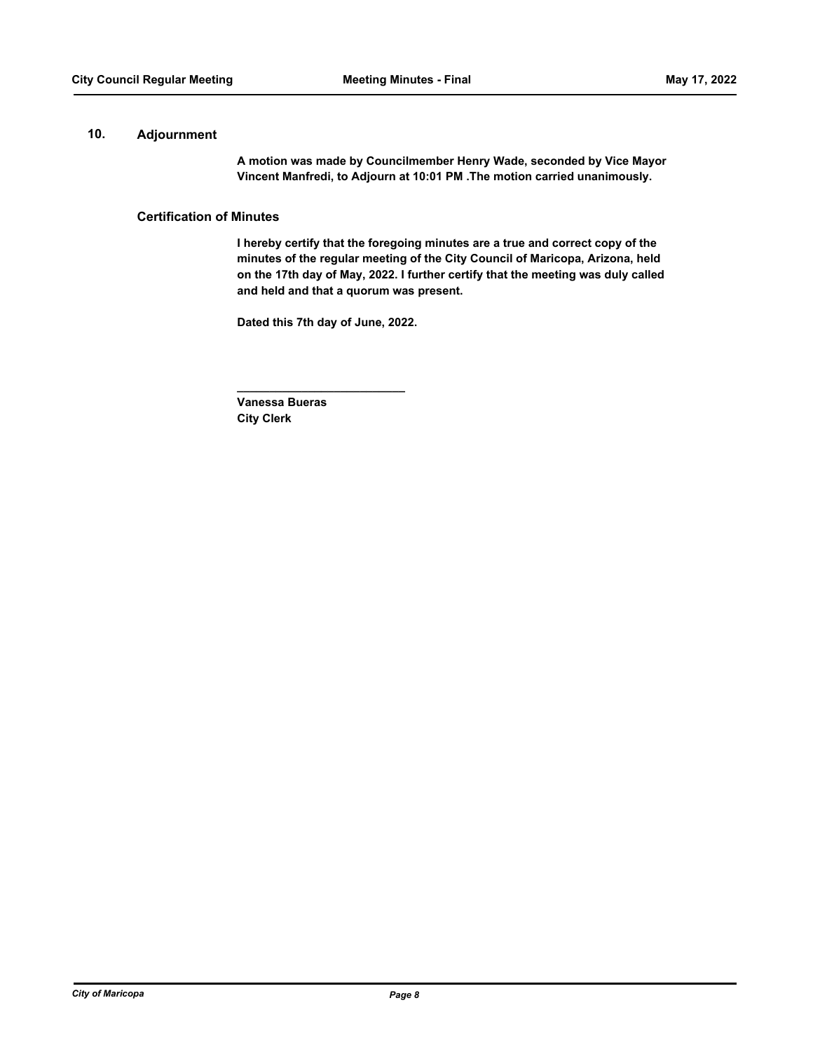## 10. Adjournment

**A motion was made by Councilmember Henry Wade, seconded by Vice Mayor Vincent Manfredi, to Adjourn at 10:01 PM .The motion carried unanimously.**

## Certification of Minutes

**I hereby certify that the foregoing minutes are a true and correct copy of the minutes of the regular meeting of the City Council of Maricopa, Arizona, held on the 17th day of May, 2022. I further certify that the meeting was duly called and held and that a quorum was present.**

**Dated this 7th day of June, 2022.**

\_\_\_\_\_\_\_\_\_\_\_\_\_\_\_\_\_\_\_\_\_\_\_\_\_

**Vanessa Bueras**
**City Clerk**